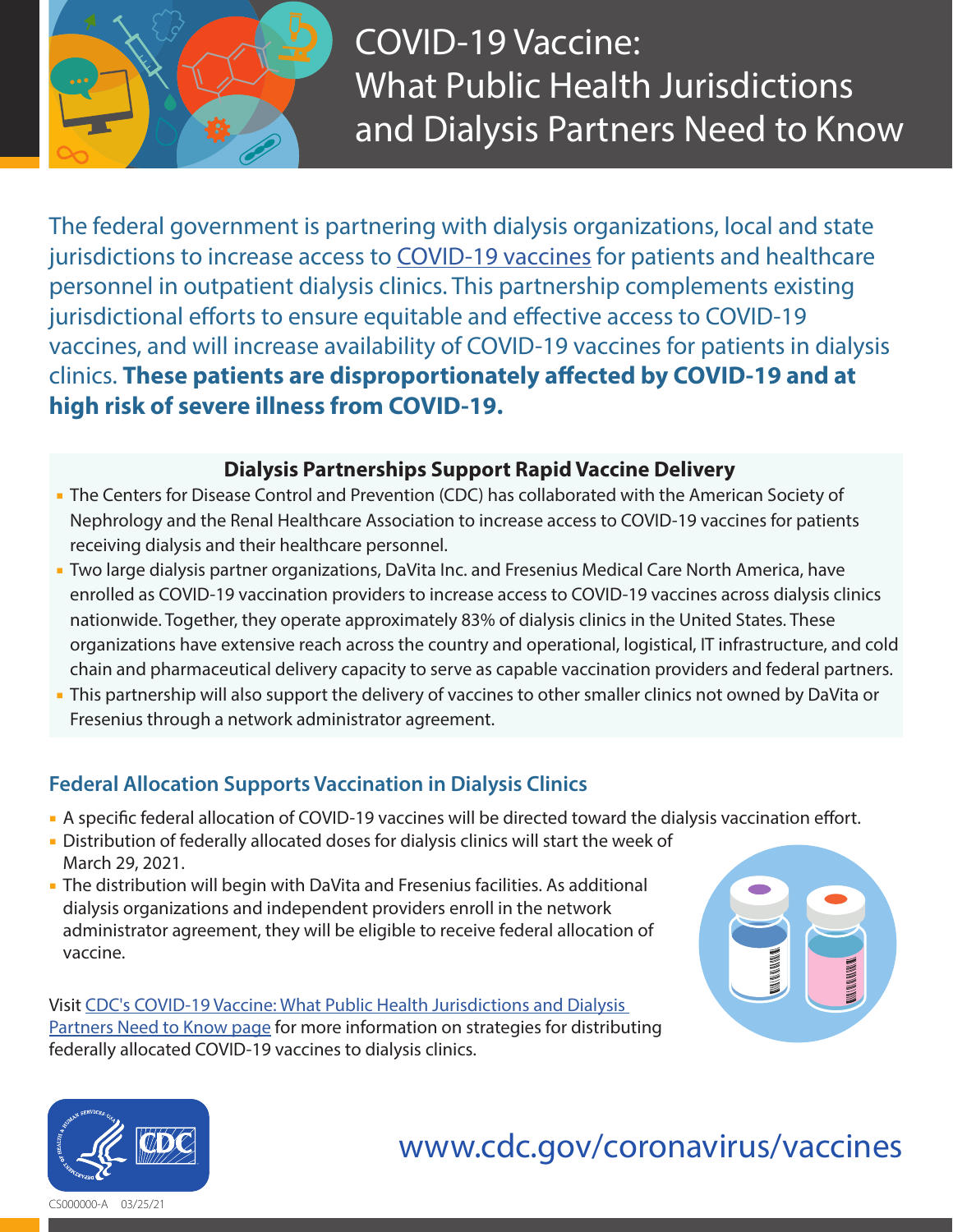# COVID-19 Vaccine: What Public Health Jurisdictions and Dialysis Partners Need to Know

The federal government is partnering with dialysis organizations, local and state jurisdictions to increase access to COVID-19 vaccines for patients and healthcare personnel in outpatient dialysis clinics. This partnership complements existing jurisdictional efforts to ensure equitable and effective access to COVID-19 vaccines, and will increase availability of COVID-19 vaccines for patients in dialysis clinics. **These patients are disproportionately affected by COVID-19 and at high risk of severe illness from COVID-19.**

## Dialysis Partnerships Support Rapid Vaccine Delivery

- The Centers for Disease Control and Prevention (CDC) has collaborated with the American Society of Nephrology and the Renal Healthcare Association to increase access to COVID-19 vaccines for patients receiving dialysis and their healthcare personnel.
- Two large dialysis partner organizations, DaVita Inc. and Fresenius Medical Care North America, have enrolled as COVID-19 vaccination providers to increase access to COVID-19 vaccines across dialysis clinics nationwide. Together, they operate approximately 83% of dialysis clinics in the United States. These organizations have extensive reach across the country and operational, logistical, IT infrastructure, and cold chain and pharmaceutical delivery capacity to serve as capable vaccination providers and federal partners.
- This partnership will also support the delivery of vaccines to other smaller clinics not owned by DaVita or Fresenius through a network administrator agreement.

## Federal Allocation Supports Vaccination in Dialysis Clinics

- A specific federal allocation of COVID-19 vaccines will be directed toward the dialysis vaccination effort.
- Distribution of federally allocated doses for dialysis clinics will start the week of March 29, 2021.
- The distribution will begin with DaVita and Fresenius facilities. As additional dialysis organizations and independent providers enroll in the network administrator agreement, they will be eligible to receive federal allocation of vaccine.

Visit CDC's COVID-19 Vaccine: What Public Health Jurisdictions and Dialysis Partners Need to Know page for more information on strategies for distributing federally allocated COVID-19 vaccines to dialysis clinics.

www.cdc.gov/coronavirus/vaccines

CS000000-A 03/25/21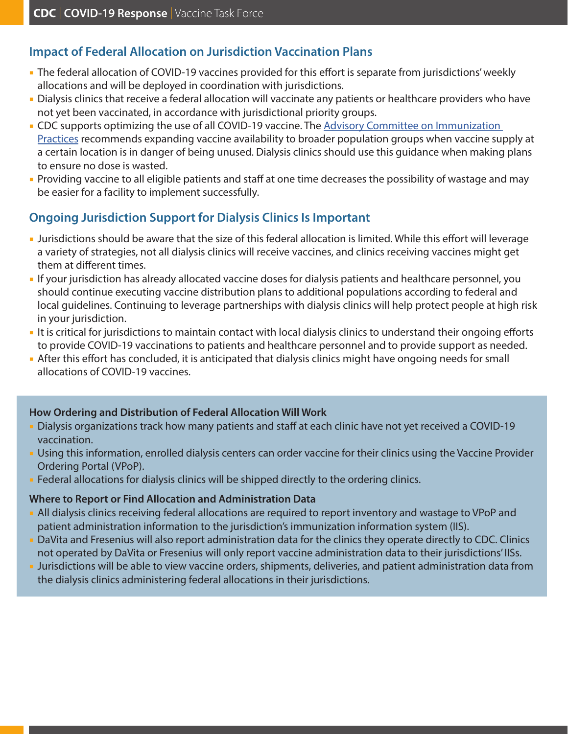## Impact of Federal Allocation on Jurisdiction Vaccination Plans

- The federal allocation of COVID-19 vaccines provided for this effort is separate from jurisdictions' weekly allocations and will be deployed in coordination with jurisdictions.
- Dialysis clinics that receive a federal allocation will vaccinate any patients or healthcare providers who have not yet been vaccinated, in accordance with jurisdictional priority groups.
- CDC supports optimizing the use of all COVID-19 vaccine. The Advisory Committee on Immunization Practices recommends expanding vaccine availability to broader population groups when vaccine supply at a certain location is in danger of being unused. Dialysis clinics should use this guidance when making plans to ensure no dose is wasted.
- Providing vaccine to all eligible patients and staff at one time decreases the possibility of wastage and may be easier for a facility to implement successfully.

## Ongoing Jurisdiction Support for Dialysis Clinics Is Important

- Jurisdictions should be aware that the size of this federal allocation is limited. While this effort will leverage a variety of strategies, not all dialysis clinics will receive vaccines, and clinics receiving vaccines might get them at different times.
- If your jurisdiction has already allocated vaccine doses for dialysis patients and healthcare personnel, you should continue executing vaccine distribution plans to additional populations according to federal and local guidelines. Continuing to leverage partnerships with dialysis clinics will help protect people at high risk in your jurisdiction.
- It is critical for jurisdictions to maintain contact with local dialysis clinics to understand their ongoing efforts to provide COVID-19 vaccinations to patients and healthcare personnel and to provide support as needed.
- After this effort has concluded, it is anticipated that dialysis clinics might have ongoing needs for small allocations of COVID-19 vaccines.

**How Ordering and Distribution of Federal Allocation Will Work**

- Dialysis organizations track how many patients and staff at each clinic have not yet received a COVID-19 vaccination.
- Using this information, enrolled dialysis centers can order vaccine for their clinics using the Vaccine Provider Ordering Portal (VPoP).
- Federal allocations for dialysis clinics will be shipped directly to the ordering clinics.

**Where to Report or Find Allocation and Administration Data**

- All dialysis clinics receiving federal allocations are required to report inventory and wastage to VPoP and patient administration information to the jurisdiction's immunization information system (IIS).
- DaVita and Fresenius will also report administration data for the clinics they operate directly to CDC. Clinics not operated by DaVita or Fresenius will only report vaccine administration data to their jurisdictions' IISs.
- Jurisdictions will be able to view vaccine orders, shipments, deliveries, and patient administration data from the dialysis clinics administering federal allocations in their jurisdictions.